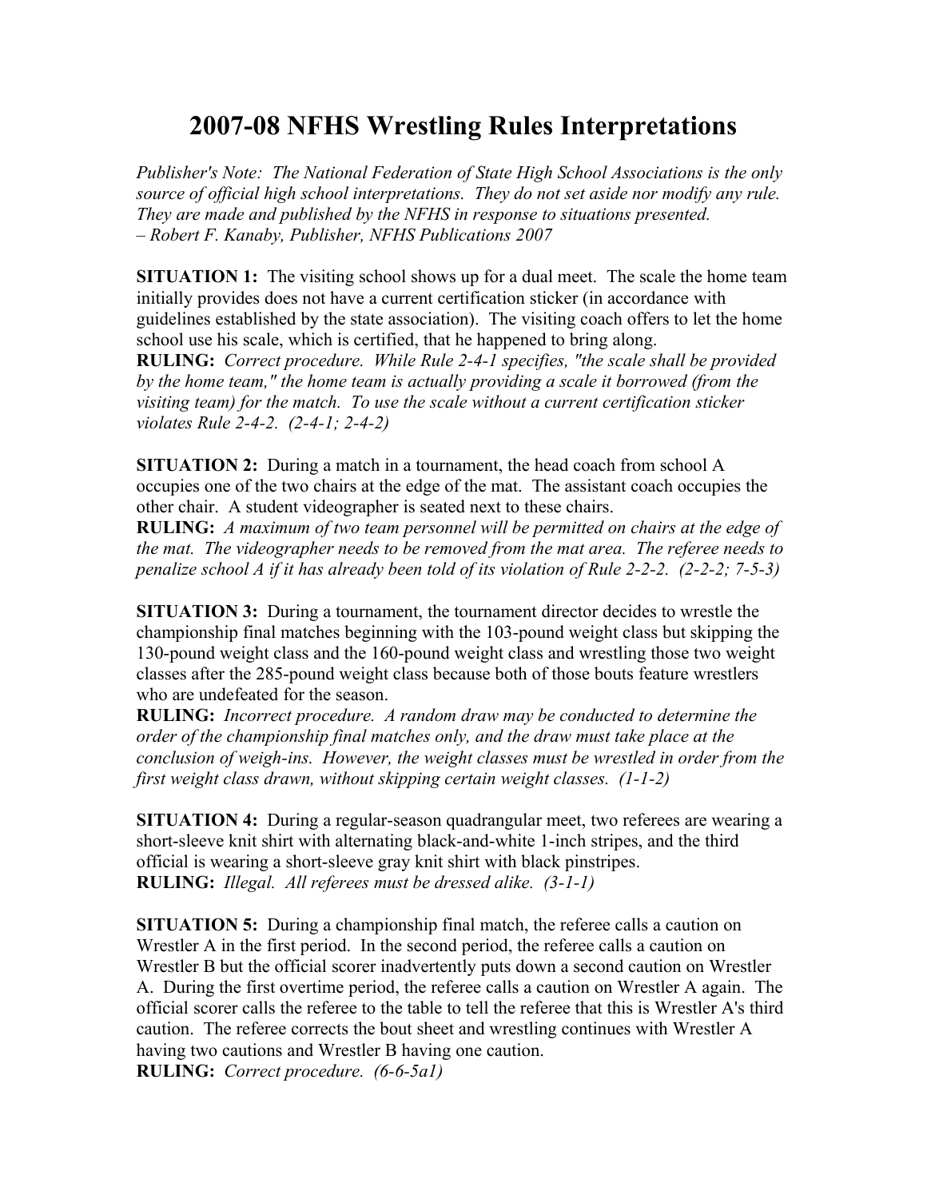# 2007-08 NFHS Wrestling Rules Interpretations

*Publisher's Note: The National Federation of State High School Associations is the only source of official high school interpretations. They do not set aside nor modify any rule. They are made and published by the NFHS in response to situations presented.*
*– Robert F. Kanaby, Publisher, NFHS Publications 2007*

**SITUATION 1:** The visiting school shows up for a dual meet. The scale the home team initially provides does not have a current certification sticker (in accordance with guidelines established by the state association). The visiting coach offers to let the home school use his scale, which is certified, that he happened to bring along.
**RULING:** *Correct procedure. While Rule 2-4-1 specifies, "the scale shall be provided by the home team," the home team is actually providing a scale it borrowed (from the visiting team) for the match. To use the scale without a current certification sticker violates Rule 2-4-2. (2-4-1; 2-4-2)*

**SITUATION 2:** During a match in a tournament, the head coach from school A occupies one of the two chairs at the edge of the mat. The assistant coach occupies the other chair. A student videographer is seated next to these chairs.
**RULING:** *A maximum of two team personnel will be permitted on chairs at the edge of the mat. The videographer needs to be removed from the mat area. The referee needs to penalize school A if it has already been told of its violation of Rule 2-2-2. (2-2-2; 7-5-3)*

**SITUATION 3:** During a tournament, the tournament director decides to wrestle the championship final matches beginning with the 103-pound weight class but skipping the 130-pound weight class and the 160-pound weight class and wrestling those two weight classes after the 285-pound weight class because both of those bouts feature wrestlers who are undefeated for the season.
**RULING:** *Incorrect procedure. A random draw may be conducted to determine the order of the championship final matches only, and the draw must take place at the conclusion of weigh-ins. However, the weight classes must be wrestled in order from the first weight class drawn, without skipping certain weight classes. (1-1-2)*

**SITUATION 4:** During a regular-season quadrangular meet, two referees are wearing a short-sleeve knit shirt with alternating black-and-white 1-inch stripes, and the third official is wearing a short-sleeve gray knit shirt with black pinstripes.
**RULING:** *Illegal. All referees must be dressed alike. (3-1-1)*

**SITUATION 5:** During a championship final match, the referee calls a caution on Wrestler A in the first period. In the second period, the referee calls a caution on Wrestler B but the official scorer inadvertently puts down a second caution on Wrestler A. During the first overtime period, the referee calls a caution on Wrestler A again. The official scorer calls the referee to the table to tell the referee that this is Wrestler A's third caution. The referee corrects the bout sheet and wrestling continues with Wrestler A having two cautions and Wrestler B having one caution.
**RULING:** *Correct procedure. (6-6-5a1)*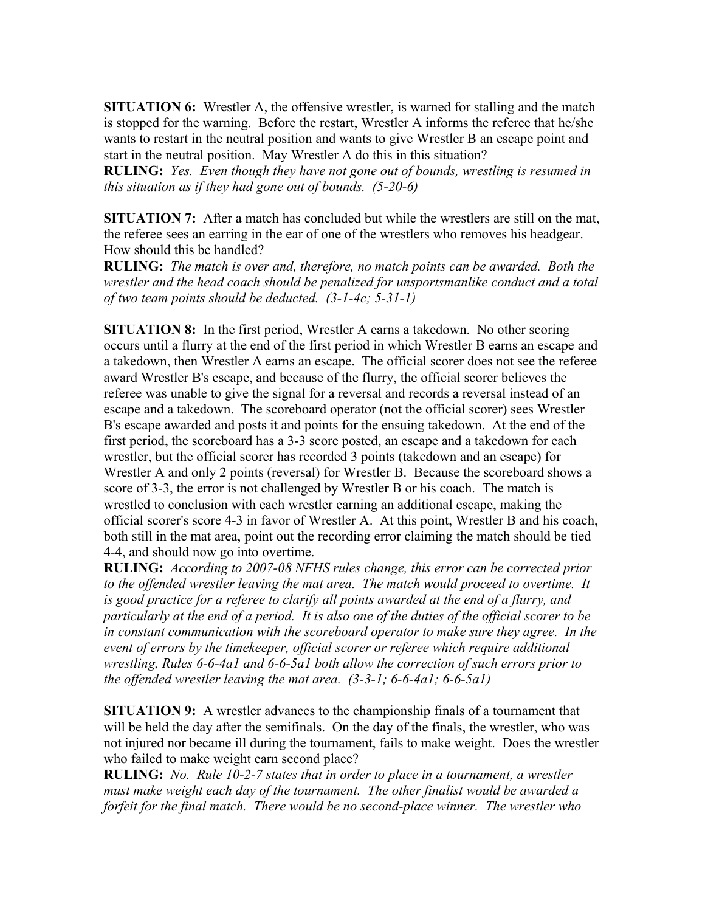**SITUATION 6:** Wrestler A, the offensive wrestler, is warned for stalling and the match is stopped for the warning. Before the restart, Wrestler A informs the referee that he/she wants to restart in the neutral position and wants to give Wrestler B an escape point and start in the neutral position. May Wrestler A do this in this situation?
**RULING:** *Yes. Even though they have not gone out of bounds, wrestling is resumed in this situation as if they had gone out of bounds. (5-20-6)*

**SITUATION 7:** After a match has concluded but while the wrestlers are still on the mat, the referee sees an earring in the ear of one of the wrestlers who removes his headgear. How should this be handled?
**RULING:** *The match is over and, therefore, no match points can be awarded. Both the wrestler and the head coach should be penalized for unsportsmanlike conduct and a total of two team points should be deducted. (3-1-4c; 5-31-1)*

**SITUATION 8:** In the first period, Wrestler A earns a takedown. No other scoring occurs until a flurry at the end of the first period in which Wrestler B earns an escape and a takedown, then Wrestler A earns an escape. The official scorer does not see the referee award Wrestler B's escape, and because of the flurry, the official scorer believes the referee was unable to give the signal for a reversal and records a reversal instead of an escape and a takedown. The scoreboard operator (not the official scorer) sees Wrestler B's escape awarded and posts it and points for the ensuing takedown. At the end of the first period, the scoreboard has a 3-3 score posted, an escape and a takedown for each wrestler, but the official scorer has recorded 3 points (takedown and an escape) for Wrestler A and only 2 points (reversal) for Wrestler B. Because the scoreboard shows a score of 3-3, the error is not challenged by Wrestler B or his coach. The match is wrestled to conclusion with each wrestler earning an additional escape, making the official scorer's score 4-3 in favor of Wrestler A. At this point, Wrestler B and his coach, both still in the mat area, point out the recording error claiming the match should be tied 4-4, and should now go into overtime.
**RULING:** *According to 2007-08 NFHS rules change, this error can be corrected prior to the offended wrestler leaving the mat area. The match would proceed to overtime. It is good practice for a referee to clarify all points awarded at the end of a flurry, and particularly at the end of a period. It is also one of the duties of the official scorer to be in constant communication with the scoreboard operator to make sure they agree. In the event of errors by the timekeeper, official scorer or referee which require additional wrestling, Rules 6-6-4a1 and 6-6-5a1 both allow the correction of such errors prior to the offended wrestler leaving the mat area. (3-3-1; 6-6-4a1; 6-6-5a1)*

**SITUATION 9:** A wrestler advances to the championship finals of a tournament that will be held the day after the semifinals. On the day of the finals, the wrestler, who was not injured nor became ill during the tournament, fails to make weight. Does the wrestler who failed to make weight earn second place?
**RULING:** *No. Rule 10-2-7 states that in order to place in a tournament, a wrestler must make weight each day of the tournament. The other finalist would be awarded a forfeit for the final match. There would be no second-place winner. The wrestler who*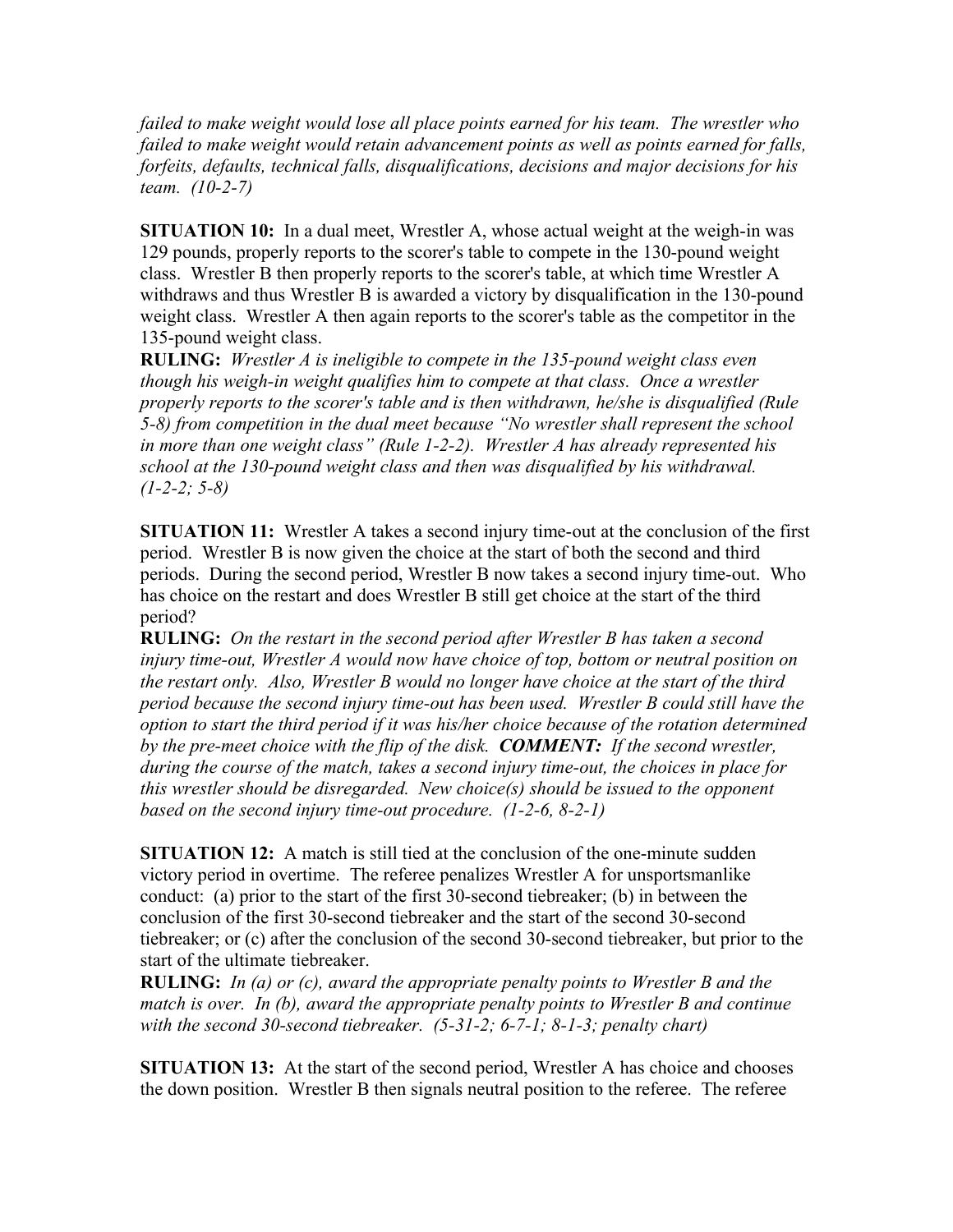*failed to make weight would lose all place points earned for his team. The wrestler who failed to make weight would retain advancement points as well as points earned for falls, forfeits, defaults, technical falls, disqualifications, decisions and major decisions for his team. (10-2-7)*

**SITUATION 10:** In a dual meet, Wrestler A, whose actual weight at the weigh-in was 129 pounds, properly reports to the scorer's table to compete in the 130-pound weight class. Wrestler B then properly reports to the scorer's table, at which time Wrestler A withdraws and thus Wrestler B is awarded a victory by disqualification in the 130-pound weight class. Wrestler A then again reports to the scorer's table as the competitor in the 135-pound weight class.
**RULING:** *Wrestler A is ineligible to compete in the 135-pound weight class even though his weigh-in weight qualifies him to compete at that class. Once a wrestler properly reports to the scorer's table and is then withdrawn, he/she is disqualified (Rule 5-8) from competition in the dual meet because "No wrestler shall represent the school in more than one weight class" (Rule 1-2-2). Wrestler A has already represented his school at the 130-pound weight class and then was disqualified by his withdrawal. (1-2-2; 5-8)*

**SITUATION 11:** Wrestler A takes a second injury time-out at the conclusion of the first period. Wrestler B is now given the choice at the start of both the second and third periods. During the second period, Wrestler B now takes a second injury time-out. Who has choice on the restart and does Wrestler B still get choice at the start of the third period?
**RULING:** *On the restart in the second period after Wrestler B has taken a second injury time-out, Wrestler A would now have choice of top, bottom or neutral position on the restart only. Also, Wrestler B would no longer have choice at the start of the third period because the second injury time-out has been used. Wrestler B could still have the option to start the third period if it was his/her choice because of the rotation determined by the pre-meet choice with the flip of the disk.* ***COMMENT:*** *If the second wrestler, during the course of the match, takes a second injury time-out, the choices in place for this wrestler should be disregarded. New choice(s) should be issued to the opponent based on the second injury time-out procedure. (1-2-6, 8-2-1)*

**SITUATION 12:** A match is still tied at the conclusion of the one-minute sudden victory period in overtime. The referee penalizes Wrestler A for unsportsmanlike conduct: (a) prior to the start of the first 30-second tiebreaker; (b) in between the conclusion of the first 30-second tiebreaker and the start of the second 30-second tiebreaker; or (c) after the conclusion of the second 30-second tiebreaker, but prior to the start of the ultimate tiebreaker.
**RULING:** *In (a) or (c), award the appropriate penalty points to Wrestler B and the match is over. In (b), award the appropriate penalty points to Wrestler B and continue with the second 30-second tiebreaker. (5-31-2; 6-7-1; 8-1-3; penalty chart)*

**SITUATION 13:** At the start of the second period, Wrestler A has choice and chooses the down position. Wrestler B then signals neutral position to the referee. The referee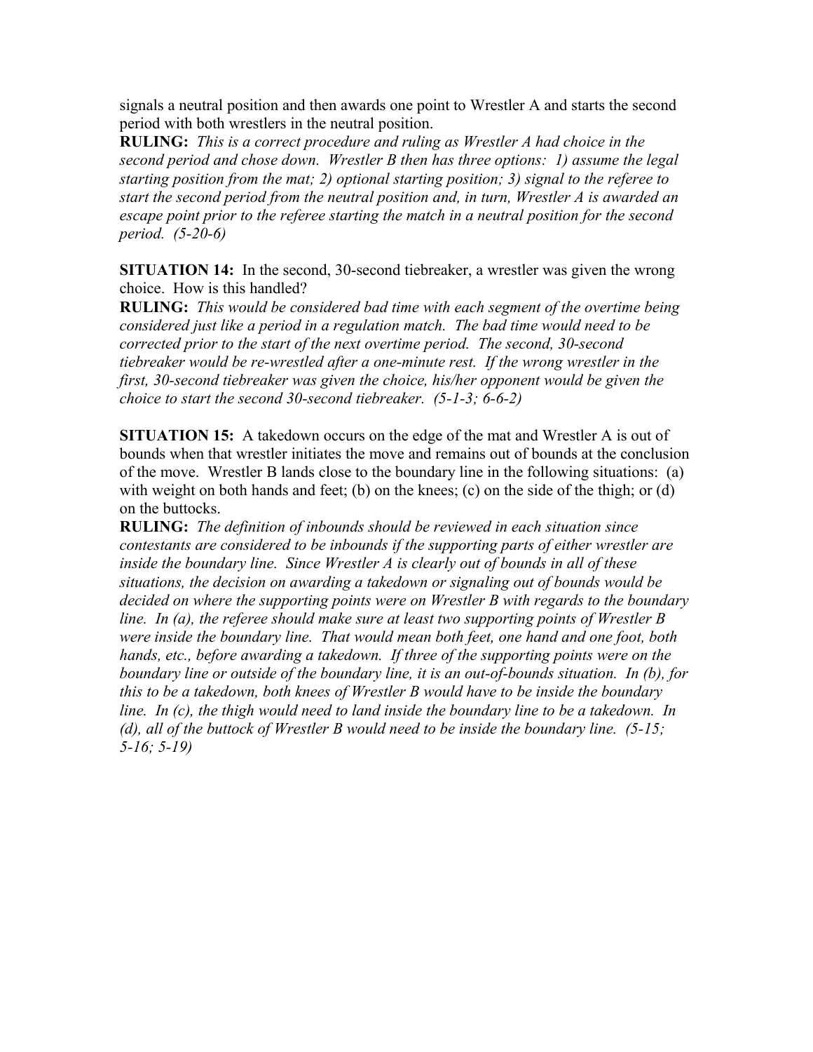signals a neutral position and then awards one point to Wrestler A and starts the second period with both wrestlers in the neutral position.

**RULING:** *This is a correct procedure and ruling as Wrestler A had choice in the second period and chose down. Wrestler B then has three options: 1) assume the legal starting position from the mat; 2) optional starting position; 3) signal to the referee to start the second period from the neutral position and, in turn, Wrestler A is awarded an escape point prior to the referee starting the match in a neutral position for the second period. (5-20-6)*

**SITUATION 14:** In the second, 30-second tiebreaker, a wrestler was given the wrong choice. How is this handled?

**RULING:** *This would be considered bad time with each segment of the overtime being considered just like a period in a regulation match. The bad time would need to be corrected prior to the start of the next overtime period. The second, 30-second tiebreaker would be re-wrestled after a one-minute rest. If the wrong wrestler in the first, 30-second tiebreaker was given the choice, his/her opponent would be given the choice to start the second 30-second tiebreaker. (5-1-3; 6-6-2)*

**SITUATION 15:** A takedown occurs on the edge of the mat and Wrestler A is out of bounds when that wrestler initiates the move and remains out of bounds at the conclusion of the move. Wrestler B lands close to the boundary line in the following situations: (a) with weight on both hands and feet; (b) on the knees; (c) on the side of the thigh; or (d) on the buttocks.

**RULING:** *The definition of inbounds should be reviewed in each situation since contestants are considered to be inbounds if the supporting parts of either wrestler are inside the boundary line. Since Wrestler A is clearly out of bounds in all of these situations, the decision on awarding a takedown or signaling out of bounds would be decided on where the supporting points were on Wrestler B with regards to the boundary line. In (a), the referee should make sure at least two supporting points of Wrestler B were inside the boundary line. That would mean both feet, one hand and one foot, both hands, etc., before awarding a takedown. If three of the supporting points were on the boundary line or outside of the boundary line, it is an out-of-bounds situation. In (b), for this to be a takedown, both knees of Wrestler B would have to be inside the boundary line. In (c), the thigh would need to land inside the boundary line to be a takedown. In (d), all of the buttock of Wrestler B would need to be inside the boundary line. (5-15; 5-16; 5-19)*